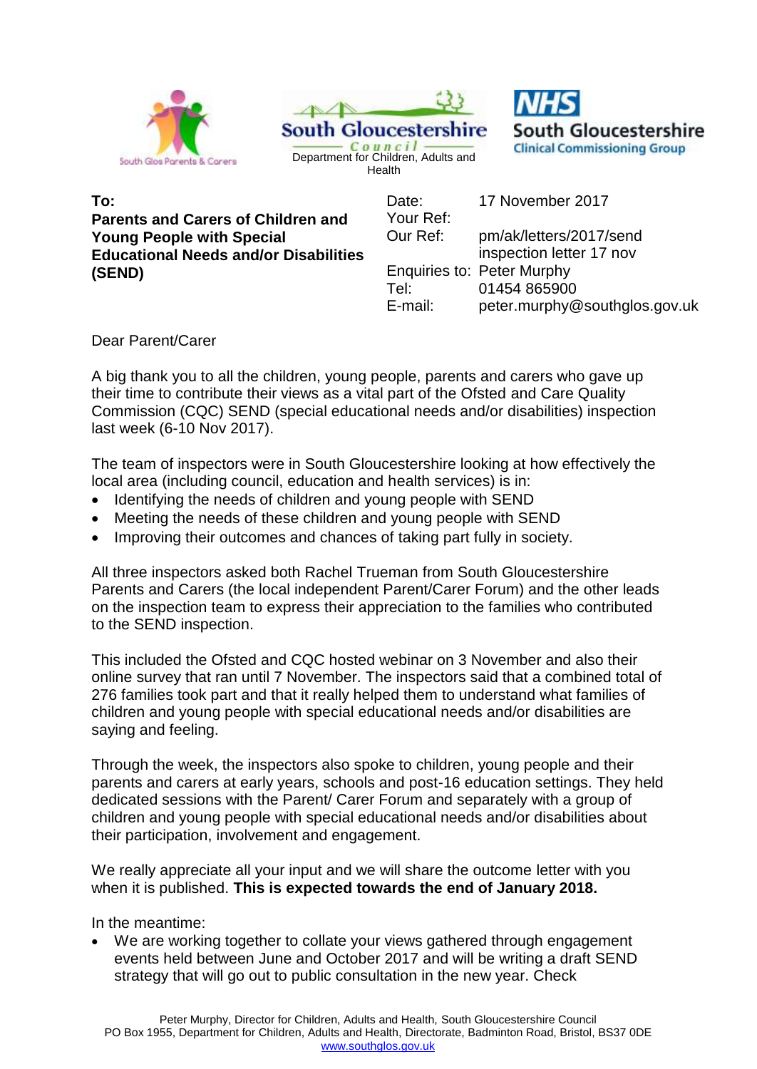South Glos Parents & Carers

South Gloucestershire Council
Department for Children, Adults and Health

NHS South Gloucestershire Clinical Commissioning Group

**To:**
**Parents and Carers of Children and Young People with Special Educational Needs and/or Disabilities (SEND)**

| | |
|---|---|
| Date: | 17 November 2017 |
| Your Ref: | |
| Our Ref: | pm/ak/letters/2017/send inspection letter 17 nov |
| Enquiries to: | Peter Murphy |
| Tel: | 01454 865900 |
| E-mail: | peter.murphy@southglos.gov.uk |

Dear Parent/Carer

A big thank you to all the children, young people, parents and carers who gave up their time to contribute their views as a vital part of the Ofsted and Care Quality Commission (CQC) SEND (special educational needs and/or disabilities) inspection last week (6-10 Nov 2017).

The team of inspectors were in South Gloucestershire looking at how effectively the local area (including council, education and health services) is in:

- Identifying the needs of children and young people with SEND
- Meeting the needs of these children and young people with SEND
- Improving their outcomes and chances of taking part fully in society.

All three inspectors asked both Rachel Trueman from South Gloucestershire Parents and Carers (the local independent Parent/Carer Forum) and the other leads on the inspection team to express their appreciation to the families who contributed to the SEND inspection.

This included the Ofsted and CQC hosted webinar on 3 November and also their online survey that ran until 7 November. The inspectors said that a combined total of 276 families took part and that it really helped them to understand what families of children and young people with special educational needs and/or disabilities are saying and feeling.

Through the week, the inspectors also spoke to children, young people and their parents and carers at early years, schools and post-16 education settings. They held dedicated sessions with the Parent/ Carer Forum and separately with a group of children and young people with special educational needs and/or disabilities about their participation, involvement and engagement.

We really appreciate all your input and we will share the outcome letter with you when it is published. **This is expected towards the end of January 2018.**

In the meantime:

- We are working together to collate your views gathered through engagement events held between June and October 2017 and will be writing a draft SEND strategy that will go out to public consultation in the new year. Check

Peter Murphy, Director for Children, Adults and Health, South Gloucestershire Council
PO Box 1955, Department for Children, Adults and Health, Directorate, Badminton Road, Bristol, BS37 0DE
www.southglos.gov.uk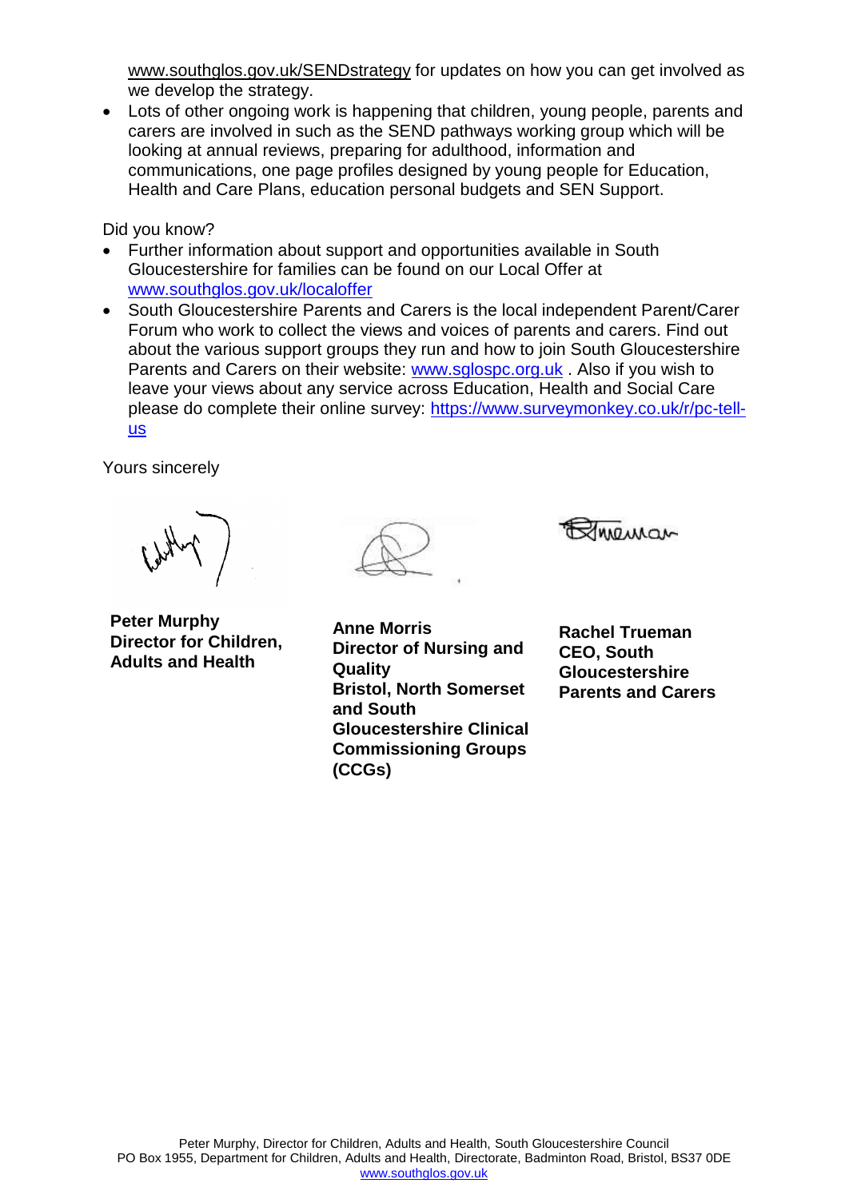www.southglos.gov.uk/SENDstrategy for updates on how you can get involved as we develop the strategy.

- Lots of other ongoing work is happening that children, young people, parents and carers are involved in such as the SEND pathways working group which will be looking at annual reviews, preparing for adulthood, information and communications, one page profiles designed by young people for Education, Health and Care Plans, education personal budgets and SEN Support.

Did you know?

- Further information about support and opportunities available in South Gloucestershire for families can be found on our Local Offer at www.southglos.gov.uk/localoffer
- South Gloucestershire Parents and Carers is the local independent Parent/Carer Forum who work to collect the views and voices of parents and carers. Find out about the various support groups they run and how to join South Gloucestershire Parents and Carers on their website: www.sglospc.org.uk . Also if you wish to leave your views about any service across Education, Health and Social Care please do complete their online survey: https://www.surveymonkey.co.uk/r/pc-tell-us

Yours sincerely

**Peter Murphy**
**Director for Children, Adults and Health**

**Anne Morris**
**Director of Nursing and Quality**
**Bristol, North Somerset and South Gloucestershire Clinical Commissioning Groups (CCGs)**

**Rachel Trueman**
**CEO, South Gloucestershire Parents and Carers**

Peter Murphy, Director for Children, Adults and Health, South Gloucestershire Council
PO Box 1955, Department for Children, Adults and Health, Directorate, Badminton Road, Bristol, BS37 0DE
www.southglos.gov.uk